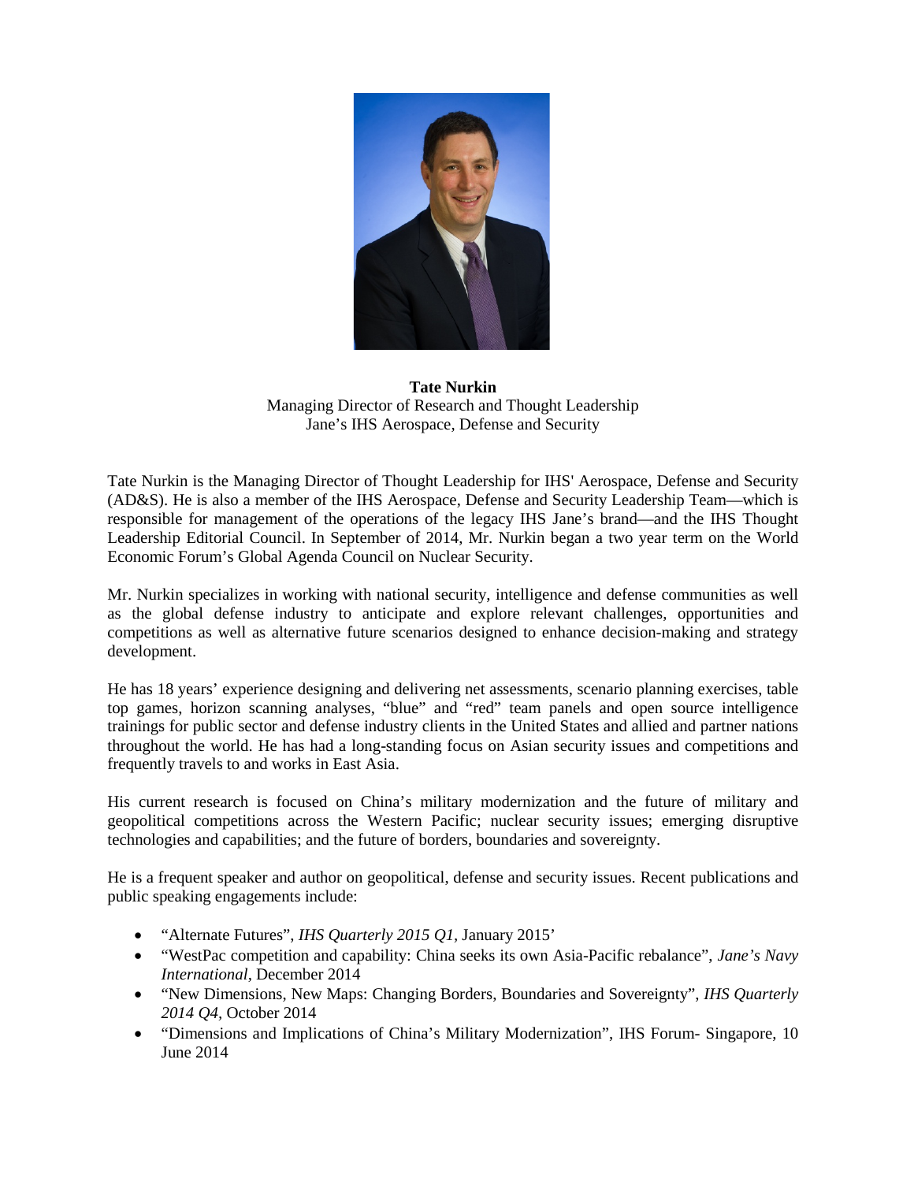**Tate Nurkin**
Managing Director of Research and Thought Leadership
Jane's IHS Aerospace, Defense and Security

Tate Nurkin is the Managing Director of Thought Leadership for IHS' Aerospace, Defense and Security (AD&S). He is also a member of the IHS Aerospace, Defense and Security Leadership Team—which is responsible for management of the operations of the legacy IHS Jane's brand—and the IHS Thought Leadership Editorial Council. In September of 2014, Mr. Nurkin began a two year term on the World Economic Forum's Global Agenda Council on Nuclear Security.

Mr. Nurkin specializes in working with national security, intelligence and defense communities as well as the global defense industry to anticipate and explore relevant challenges, opportunities and competitions as well as alternative future scenarios designed to enhance decision-making and strategy development.

He has 18 years' experience designing and delivering net assessments, scenario planning exercises, table top games, horizon scanning analyses, "blue" and "red" team panels and open source intelligence trainings for public sector and defense industry clients in the United States and allied and partner nations throughout the world. He has had a long-standing focus on Asian security issues and competitions and frequently travels to and works in East Asia.

His current research is focused on China's military modernization and the future of military and geopolitical competitions across the Western Pacific; nuclear security issues; emerging disruptive technologies and capabilities; and the future of borders, boundaries and sovereignty.

He is a frequent speaker and author on geopolitical, defense and security issues. Recent publications and public speaking engagements include:

- "Alternate Futures", *IHS Quarterly 2015 Q1*, January 2015'
- "WestPac competition and capability: China seeks its own Asia-Pacific rebalance", *Jane's Navy International*, December 2014
- "New Dimensions, New Maps: Changing Borders, Boundaries and Sovereignty", *IHS Quarterly 2014 Q4*, October 2014
- "Dimensions and Implications of China's Military Modernization", IHS Forum- Singapore, 10 June 2014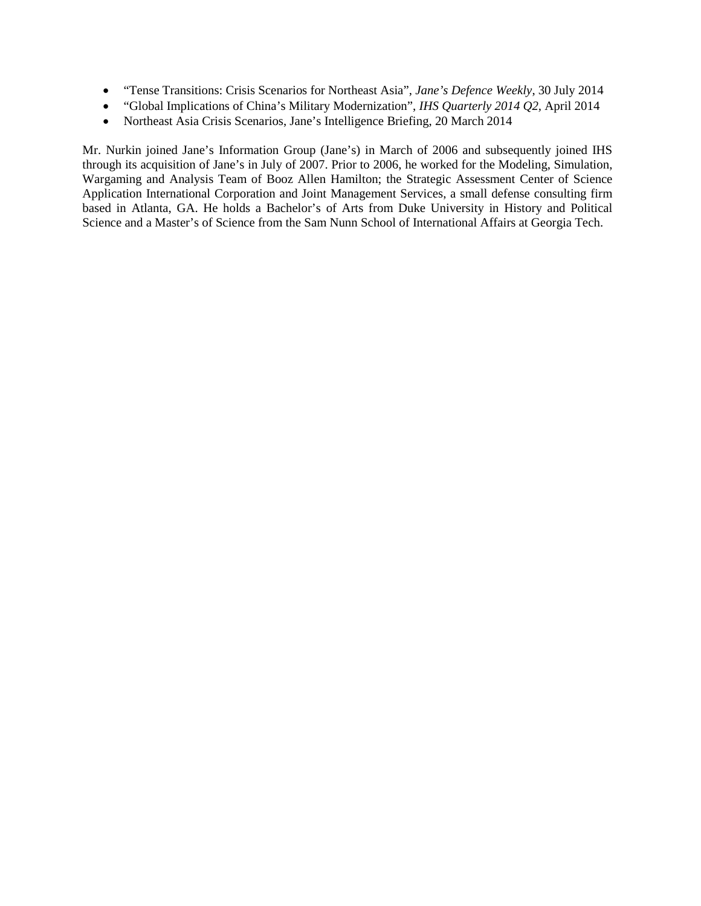- "Tense Transitions: Crisis Scenarios for Northeast Asia", *Jane's Defence Weekly*, 30 July 2014
- "Global Implications of China's Military Modernization", *IHS Quarterly 2014 Q2,* April 2014
- Northeast Asia Crisis Scenarios, Jane's Intelligence Briefing, 20 March 2014

Mr. Nurkin joined Jane's Information Group (Jane's) in March of 2006 and subsequently joined IHS through its acquisition of Jane's in July of 2007. Prior to 2006, he worked for the Modeling, Simulation, Wargaming and Analysis Team of Booz Allen Hamilton; the Strategic Assessment Center of Science Application International Corporation and Joint Management Services, a small defense consulting firm based in Atlanta, GA. He holds a Bachelor's of Arts from Duke University in History and Political Science and a Master's of Science from the Sam Nunn School of International Affairs at Georgia Tech.